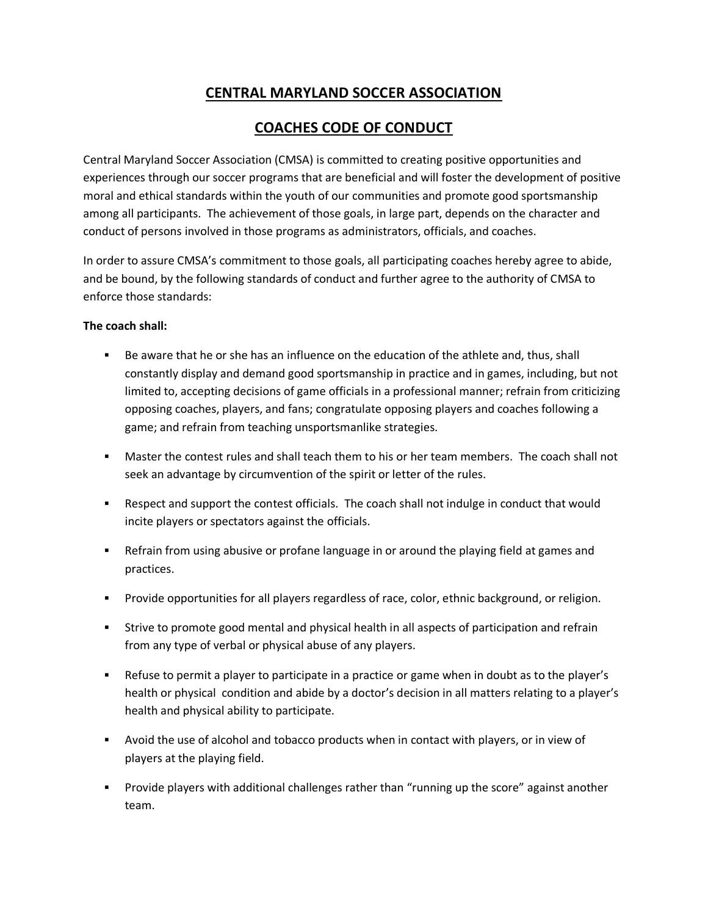# CENTRAL MARYLAND SOCCER ASSOCIATION

# COACHES CODE OF CONDUCT

Central Maryland Soccer Association (CMSA) is committed to creating positive opportunities and experiences through our soccer programs that are beneficial and will foster the development of positive moral and ethical standards within the youth of our communities and promote good sportsmanship among all participants. The achievement of those goals, in large part, depends on the character and conduct of persons involved in those programs as administrators, officials, and coaches.

In order to assure CMSA's commitment to those goals, all participating coaches hereby agree to abide, and be bound, by the following standards of conduct and further agree to the authority of CMSA to enforce those standards:

**The coach shall:**

- Be aware that he or she has an influence on the education of the athlete and, thus, shall constantly display and demand good sportsmanship in practice and in games, including, but not limited to, accepting decisions of game officials in a professional manner; refrain from criticizing opposing coaches, players, and fans; congratulate opposing players and coaches following a game; and refrain from teaching unsportsmanlike strategies.
- Master the contest rules and shall teach them to his or her team members. The coach shall not seek an advantage by circumvention of the spirit or letter of the rules.
- Respect and support the contest officials. The coach shall not indulge in conduct that would incite players or spectators against the officials.
- Refrain from using abusive or profane language in or around the playing field at games and practices.
- Provide opportunities for all players regardless of race, color, ethnic background, or religion.
- Strive to promote good mental and physical health in all aspects of participation and refrain from any type of verbal or physical abuse of any players.
- Refuse to permit a player to participate in a practice or game when in doubt as to the player's health or physical condition and abide by a doctor's decision in all matters relating to a player's health and physical ability to participate.
- Avoid the use of alcohol and tobacco products when in contact with players, or in view of players at the playing field.
- Provide players with additional challenges rather than "running up the score" against another team.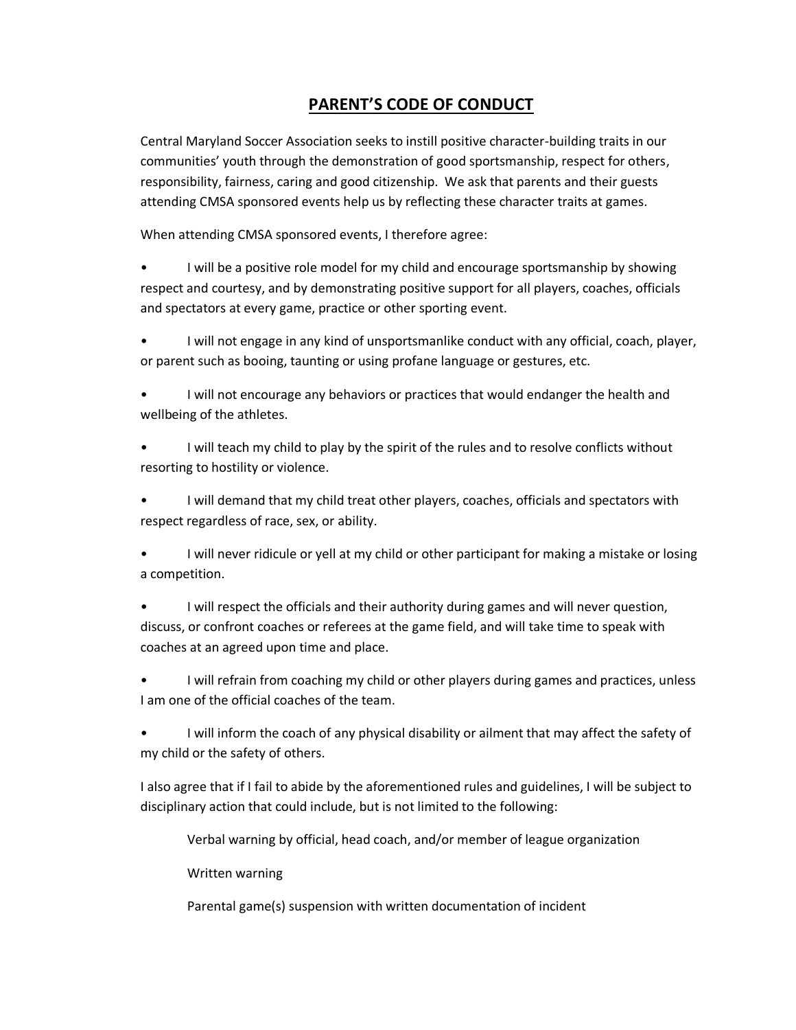# PARENT'S CODE OF CONDUCT

Central Maryland Soccer Association seeks to instill positive character-building traits in our communities' youth through the demonstration of good sportsmanship, respect for others, responsibility, fairness, caring and good citizenship. We ask that parents and their guests attending CMSA sponsored events help us by reflecting these character traits at games.

When attending CMSA sponsored events, I therefore agree:

- I will be a positive role model for my child and encourage sportsmanship by showing respect and courtesy, and by demonstrating positive support for all players, coaches, officials and spectators at every game, practice or other sporting event.
- I will not engage in any kind of unsportsmanlike conduct with any official, coach, player, or parent such as booing, taunting or using profane language or gestures, etc.
- I will not encourage any behaviors or practices that would endanger the health and wellbeing of the athletes.
- I will teach my child to play by the spirit of the rules and to resolve conflicts without resorting to hostility or violence.
- I will demand that my child treat other players, coaches, officials and spectators with respect regardless of race, sex, or ability.
- I will never ridicule or yell at my child or other participant for making a mistake or losing a competition.
- I will respect the officials and their authority during games and will never question, discuss, or confront coaches or referees at the game field, and will take time to speak with coaches at an agreed upon time and place.
- I will refrain from coaching my child or other players during games and practices, unless I am one of the official coaches of the team.
- I will inform the coach of any physical disability or ailment that may affect the safety of my child or the safety of others.

I also agree that if I fail to abide by the aforementioned rules and guidelines, I will be subject to disciplinary action that could include, but is not limited to the following:

Verbal warning by official, head coach, and/or member of league organization

Written warning

Parental game(s) suspension with written documentation of incident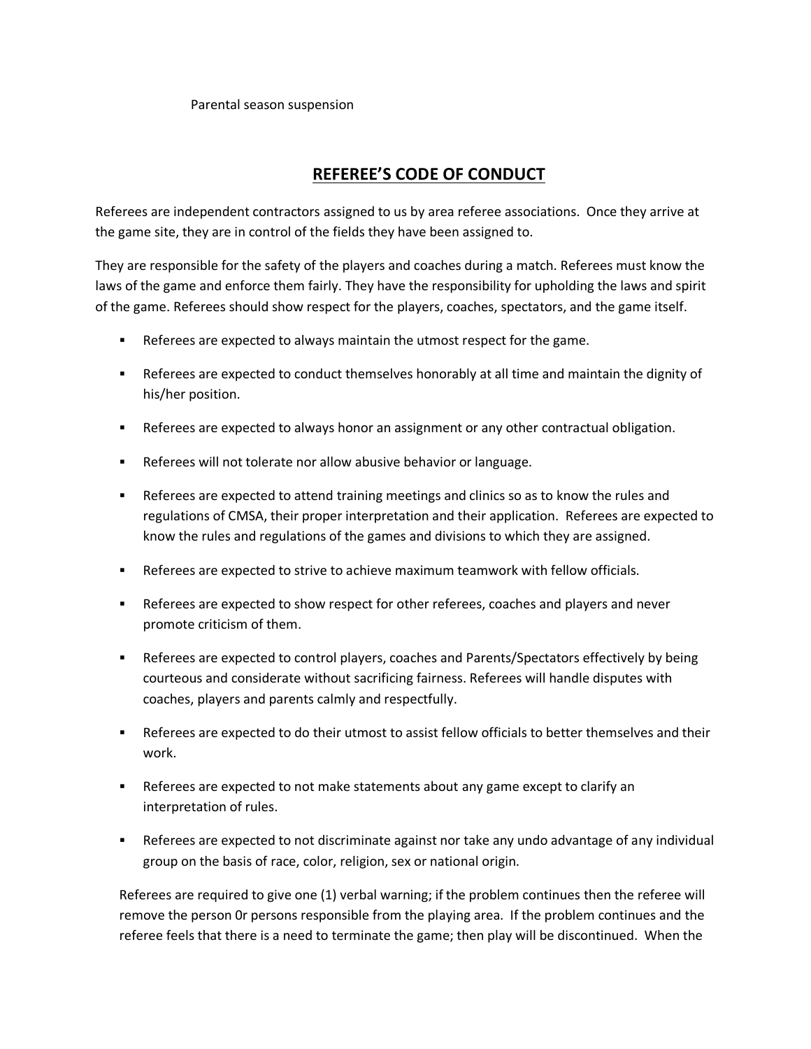Parental season suspension

## <u>REFEREE'S CODE OF CONDUCT</u>

Referees are independent contractors assigned to us by area referee associations. Once they arrive at the game site, they are in control of the fields they have been assigned to.

They are responsible for the safety of the players and coaches during a match. Referees must know the laws of the game and enforce them fairly. They have the responsibility for upholding the laws and spirit of the game. Referees should show respect for the players, coaches, spectators, and the game itself.

- Referees are expected to always maintain the utmost respect for the game.
- Referees are expected to conduct themselves honorably at all time and maintain the dignity of his/her position.
- Referees are expected to always honor an assignment or any other contractual obligation.
- Referees will not tolerate nor allow abusive behavior or language.
- Referees are expected to attend training meetings and clinics so as to know the rules and regulations of CMSA, their proper interpretation and their application. Referees are expected to know the rules and regulations of the games and divisions to which they are assigned.
- Referees are expected to strive to achieve maximum teamwork with fellow officials.
- Referees are expected to show respect for other referees, coaches and players and never promote criticism of them.
- Referees are expected to control players, coaches and Parents/Spectators effectively by being courteous and considerate without sacrificing fairness. Referees will handle disputes with coaches, players and parents calmly and respectfully.
- Referees are expected to do their utmost to assist fellow officials to better themselves and their work.
- Referees are expected to not make statements about any game except to clarify an interpretation of rules.
- Referees are expected to not discriminate against nor take any undo advantage of any individual group on the basis of race, color, religion, sex or national origin.

Referees are required to give one (1) verbal warning; if the problem continues then the referee will remove the person 0r persons responsible from the playing area. If the problem continues and the referee feels that there is a need to terminate the game; then play will be discontinued. When the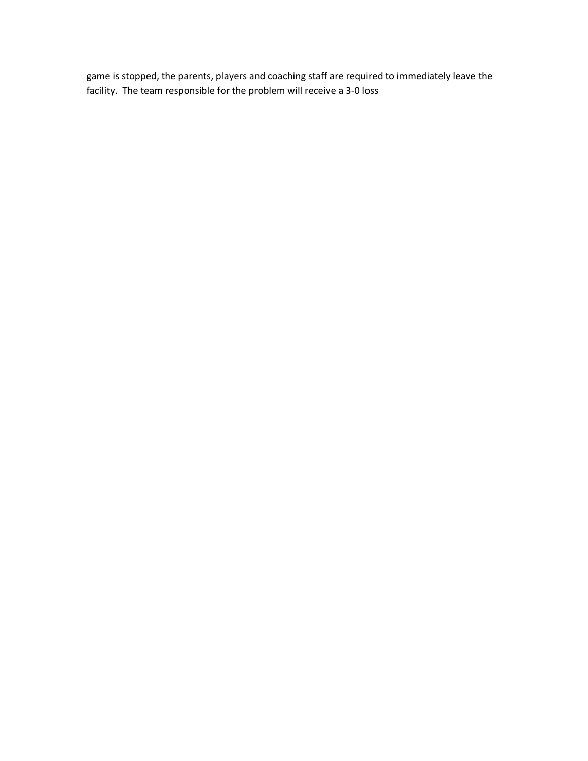game is stopped, the parents, players and coaching staff are required to immediately leave the facility. The team responsible for the problem will receive a 3-0 loss